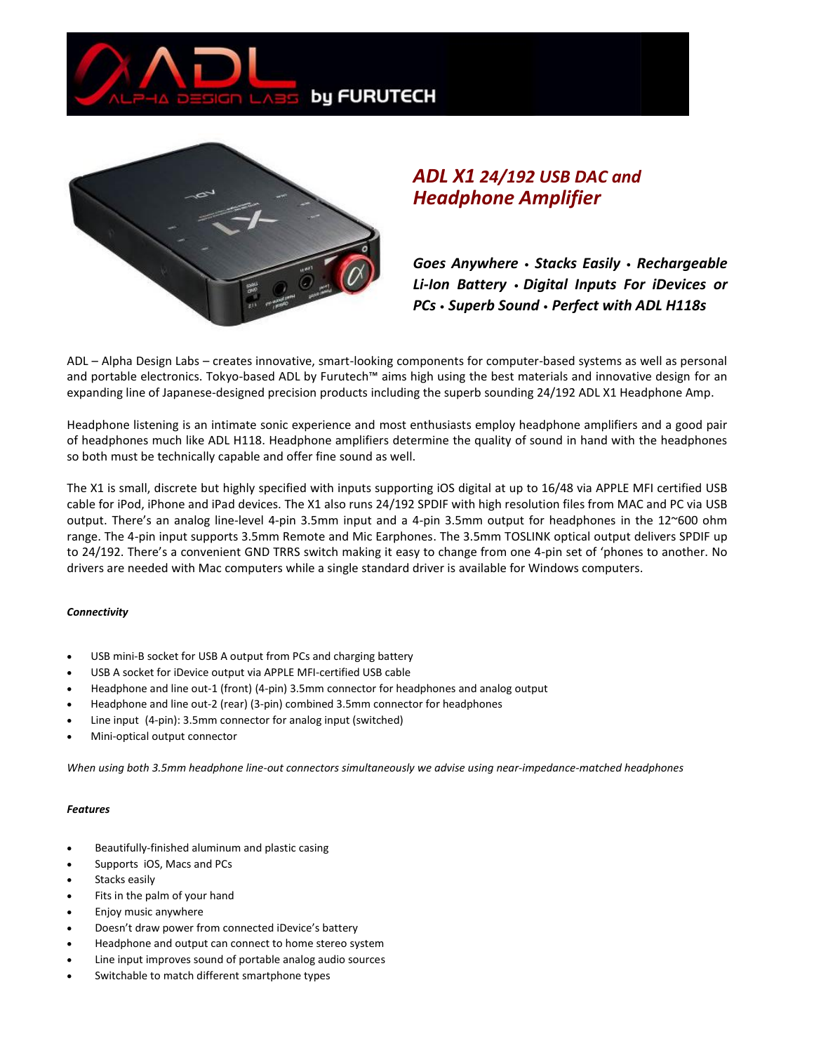# ADL X1 24/192 USB DAC and Headphone Amplifier

***Goes Anywhere • Stacks Easily • Rechargeable Li-Ion Battery • Digital Inputs For iDevices or PCs • Superb Sound • Perfect with ADL H118s***

ADL – Alpha Design Labs – creates innovative, smart-looking components for computer-based systems as well as personal and portable electronics. Tokyo-based ADL by Furutech™ aims high using the best materials and innovative design for an expanding line of Japanese-designed precision products including the superb sounding 24/192 ADL X1 Headphone Amp.

Headphone listening is an intimate sonic experience and most enthusiasts employ headphone amplifiers and a good pair of headphones much like ADL H118. Headphone amplifiers determine the quality of sound in hand with the headphones so both must be technically capable and offer fine sound as well.

The X1 is small, discrete but highly specified with inputs supporting iOS digital at up to 16/48 via APPLE MFI certified USB cable for iPod, iPhone and iPad devices. The X1 also runs 24/192 SPDIF with high resolution files from MAC and PC via USB output. There's an analog line-level 4-pin 3.5mm input and a 4-pin 3.5mm output for headphones in the 12~600 ohm range. The 4-pin input supports 3.5mm Remote and Mic Earphones. The 3.5mm TOSLINK optical output delivers SPDIF up to 24/192. There's a convenient GND TRRS switch making it easy to change from one 4-pin set of 'phones to another. No drivers are needed with Mac computers while a single standard driver is available for Windows computers.

***Connectivity***

- USB mini-B socket for USB A output from PCs and charging battery
- USB A socket for iDevice output via APPLE MFI-certified USB cable
- Headphone and line out-1 (front) (4-pin) 3.5mm connector for headphones and analog output
- Headphone and line out-2 (rear) (3-pin) combined 3.5mm connector for headphones
- Line input (4-pin): 3.5mm connector for analog input (switched)
- Mini-optical output connector

*When using both 3.5mm headphone line-out connectors simultaneously we advise using near-impedance-matched headphones*

***Features***

- Beautifully-finished aluminum and plastic casing
- Supports iOS, Macs and PCs
- Stacks easily
- Fits in the palm of your hand
- Enjoy music anywhere
- Doesn't draw power from connected iDevice's battery
- Headphone and output can connect to home stereo system
- Line input improves sound of portable analog audio sources
- Switchable to match different smartphone types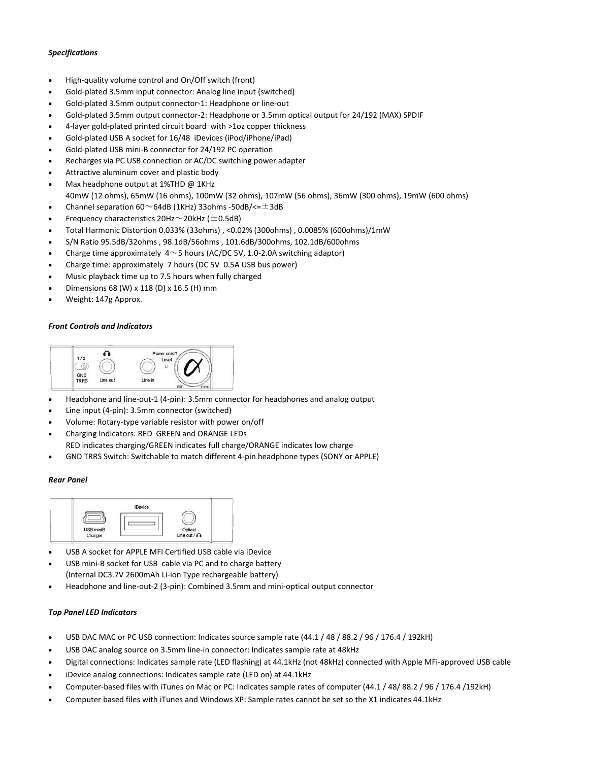*Specifications*

- High-quality volume control and On/Off switch (front)
- Gold-plated 3.5mm input connector: Analog line input (switched)
- Gold-plated 3.5mm output connector-1: Headphone or line-out
- Gold-plated 3.5mm output connector-2: Headphone or 3.5mm optical output for 24/192 (MAX) SPDIF
- 4-layer gold-plated printed circuit board with >1oz copper thickness
- Gold-plated USB A socket for 16/48 iDevices (iPod/iPhone/iPad)
- Gold-plated USB mini-B connector for 24/192 PC operation
- Recharges via PC USB connection or AC/DC switching power adapter
- Attractive aluminum cover and plastic body
- Max headphone output at 1%THD @ 1KHz
  40mW (12 ohms), 65mW (16 ohms), 100mW (32 ohms), 107mW (56 ohms), 36mW (300 ohms), 19mW (600 ohms)
- Channel separation 60～64dB (1KHz) 33ohms -50dB/<=±3dB
- Frequency characteristics 20Hz～20kHz (±0.5dB)
- Total Harmonic Distortion 0.033% (33ohms) , <0.02% (300ohms) , 0.0085% (600ohms)/1mW
- S/N Ratio 95.5dB/32ohms , 98.1dB/56ohms , 101.6dB/300ohms, 102.1dB/600ohms
- Charge time approximately 4～5 hours (AC/DC 5V, 1.0-2.0A switching adaptor)
- Charge time: approximately 7 hours (DC 5V 0.5A USB bus power)
- Music playback time up to 7.5 hours when fully charged
- Dimensions 68 (W) x 118 (D) x 16.5 (H) mm
- Weight: 147g Approx.

*Front Controls and Indicators*

- Headphone and line-out-1 (4-pin): 3.5mm connector for headphones and analog output
- Line input (4-pin): 3.5mm connector (switched)
- Volume: Rotary-type variable resistor with power on/off
- Charging Indicators: RED GREEN and ORANGE LEDs
  RED indicates charging/GREEN indicates full charge/ORANGE indicates low charge
- GND TRRS Switch: Switchable to match different 4-pin headphone types (SONY or APPLE)

*Rear Panel*

- USB A socket for APPLE MFI Certified USB cable via iDevice
- USB mini-B socket for USB cable via PC and to charge battery
  (Internal DC3.7V 2600mAh Li-ion Type rechargeable battery)
- Headphone and line-out-2 (3-pin): Combined 3.5mm and mini-optical output connector

*Top Panel LED Indicators*

- USB DAC MAC or PC USB connection: Indicates source sample rate (44.1 / 48 / 88.2 / 96 / 176.4 / 192kH)
- USB DAC analog source on 3.5mm line-in connector: Indicates sample rate at 48kHz
- Digital connections: Indicates sample rate (LED flashing) at 44.1kHz (not 48kHz) connected with Apple MFi-approved USB cable
- iDevice analog connections: Indicates sample rate (LED on) at 44.1kHz
- Computer-based files with iTunes on Mac or PC: Indicates sample rates of computer (44.1 / 48/ 88.2 / 96 / 176.4 /192kH)
- Computer based files with iTunes and Windows XP: Sample rates cannot be set so the X1 indicates 44.1kHz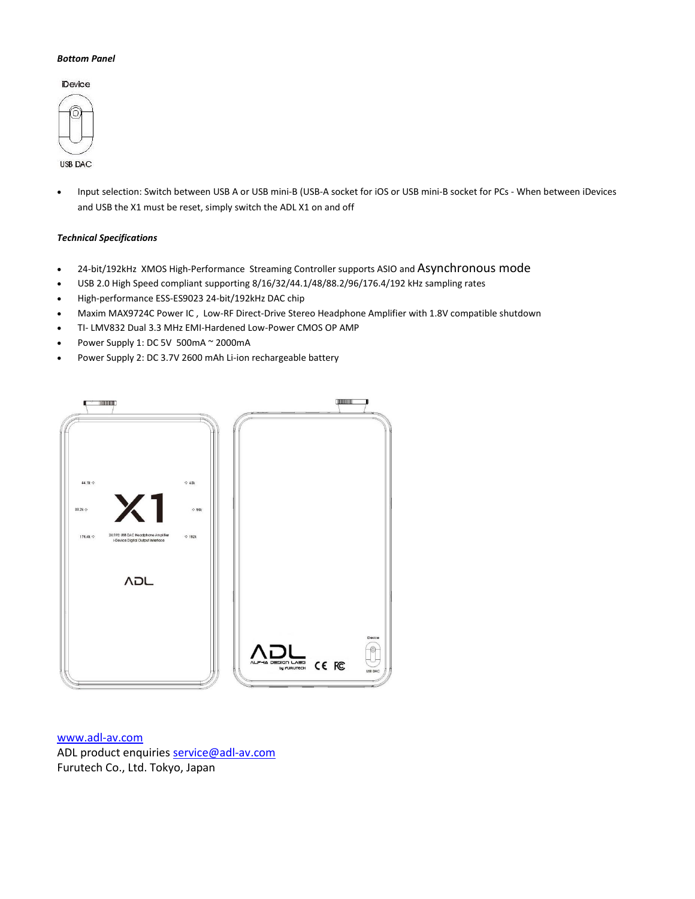***Bottom Panel***

iDevice

USB DAC

- Input selection: Switch between USB A or USB mini-B (USB-A socket for iOS or USB mini-B socket for PCs - When between iDevices and USB the X1 must be reset, simply switch the ADL X1 on and off

***Technical Specifications***

- 24-bit/192kHz XMOS High-Performance Streaming Controller supports ASIO and Asynchronous mode
- USB 2.0 High Speed compliant supporting 8/16/32/44.1/48/88.2/96/176.4/192 kHz sampling rates
- High-performance ESS-ES9023 24-bit/192kHz DAC chip
- Maxim MAX9724C Power IC , Low-RF Direct-Drive Stereo Headphone Amplifier with 1.8V compatible shutdown
- TI- LMV832 Dual 3.3 MHz EMI-Hardened Low-Power CMOS OP AMP
- Power Supply 1: DC 5V 500mA ~ 2000mA
- Power Supply 2: DC 3.7V 2600 mAh Li-ion rechargeable battery

44.1k

48k

88.2k

96k

176.4k

192k

X1

24/192 USB DAC Headphone Amplifier
i-Device Digital Output Interface

ADL

ADL
ALPHA DESIGN LABS
by FURUTECH

Device

USB DAC

[www.adl-av.com](http://www.adl-av.com)
ADL product enquiries [service@adl-av.com](mailto:service@adl-av.com)
Furutech Co., Ltd. Tokyo, Japan